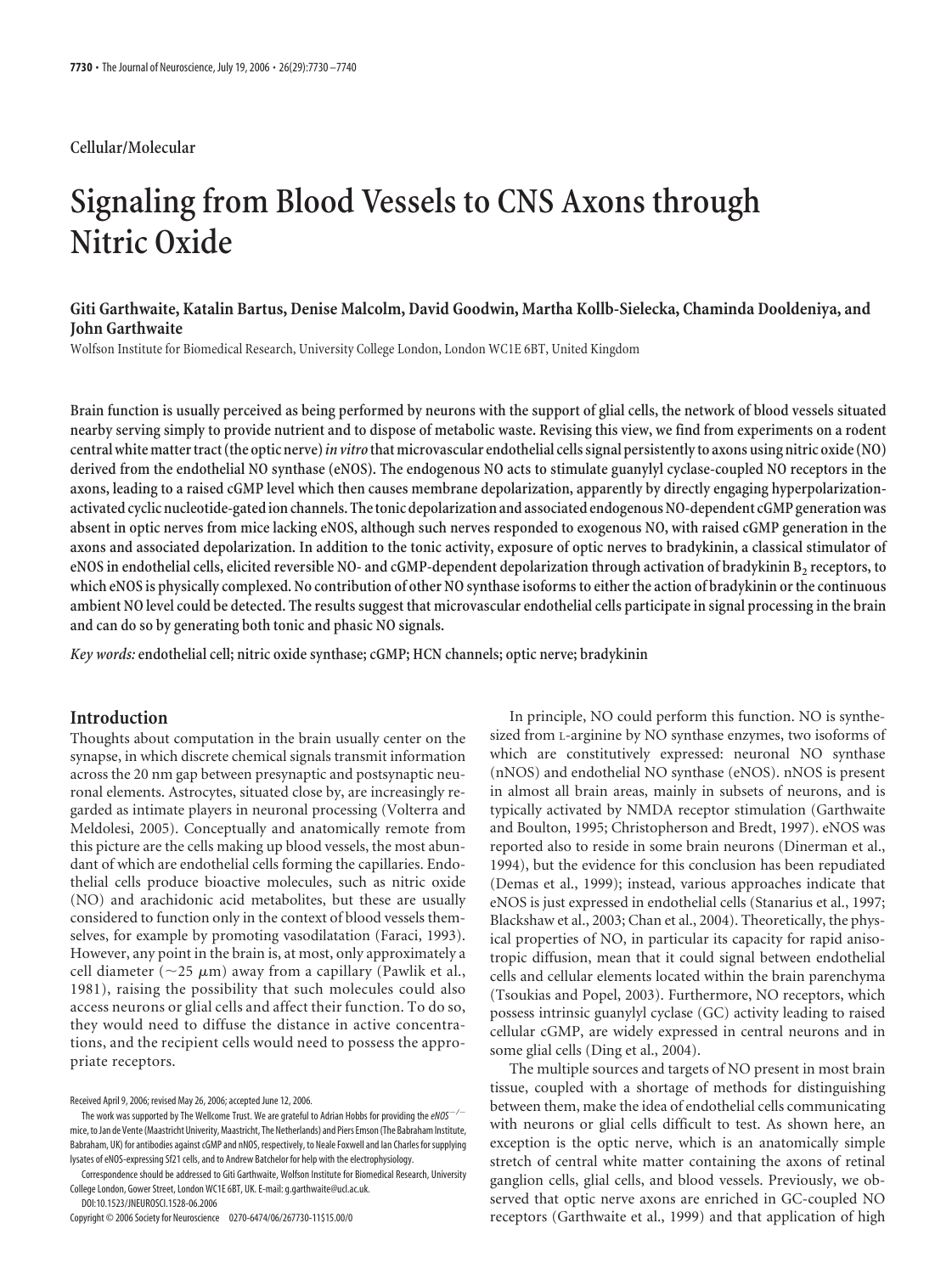Cellular/Molecular

# Signaling from Blood Vessels to CNS Axons through Nitric Oxide

**Giti Garthwaite, Katalin Bartus, Denise Malcolm, David Goodwin, Martha Kollb-Sielecka, Chaminda Dooldeniya, and John Garthwaite**

Wolfson Institute for Biomedical Research, University College London, London WC1E 6BT, United Kingdom

**Brain function is usually perceived as being performed by neurons with the support of glial cells, the network of blood vessels situated nearby serving simply to provide nutrient and to dispose of metabolic waste. Revising this view, we find from experiments on a rodent central white matter tract (the optic nerve) *in vitro* that microvascular endothelial cells signal persistently to axons using nitric oxide (NO) derived from the endothelial NO synthase (eNOS). The endogenous NO acts to stimulate guanylyl cyclase-coupled NO receptors in the axons, leading to a raised cGMP level which then causes membrane depolarization, apparently by directly engaging hyperpolarization-activated cyclic nucleotide-gated ion channels. The tonic depolarization and associated endogenous NO-dependent cGMP generation was absent in optic nerves from mice lacking eNOS, although such nerves responded to exogenous NO, with raised cGMP generation in the axons and associated depolarization. In addition to the tonic activity, exposure of optic nerves to bradykinin, a classical stimulator of eNOS in endothelial cells, elicited reversible NO- and cGMP-dependent depolarization through activation of bradykinin $B_2$ receptors, to which eNOS is physically complexed. No contribution of other NO synthase isoforms to either the action of bradykinin or the continuous ambient NO level could be detected. The results suggest that microvascular endothelial cells participate in signal processing in the brain and can do so by generating both tonic and phasic NO signals.**

*Key words:* **endothelial cell; nitric oxide synthase; cGMP; HCN channels; optic nerve; bradykinin**

## Introduction

Thoughts about computation in the brain usually center on the synapse, in which discrete chemical signals transmit information across the 20 nm gap between presynaptic and postsynaptic neuronal elements. Astrocytes, situated close by, are increasingly regarded as intimate players in neuronal processing (Volterra and Meldolesi, 2005). Conceptually and anatomically remote from this picture are the cells making up blood vessels, the most abundant of which are endothelial cells forming the capillaries. Endothelial cells produce bioactive molecules, such as nitric oxide (NO) and arachidonic acid metabolites, but these are usually considered to function only in the context of blood vessels themselves, for example by promoting vasodilatation (Faraci, 1993). However, any point in the brain is, at most, only approximately a cell diameter (~25 μm) away from a capillary (Pawlik et al., 1981), raising the possibility that such molecules could also access neurons or glial cells and affect their function. To do so, they would need to diffuse the distance in active concentrations, and the recipient cells would need to possess the appropriate receptors.

In principle, NO could perform this function. NO is synthesized from L-arginine by NO synthase enzymes, two isoforms of which are constitutively expressed: neuronal NO synthase (nNOS) and endothelial NO synthase (eNOS). nNOS is present in almost all brain areas, mainly in subsets of neurons, and is typically activated by NMDA receptor stimulation (Garthwaite and Boulton, 1995; Christopherson and Bredt, 1997). eNOS was reported also to reside in some brain neurons (Dinerman et al., 1994), but the evidence for this conclusion has been repudiated (Demas et al., 1999); instead, various approaches indicate that eNOS is just expressed in endothelial cells (Stanarius et al., 1997; Blackshaw et al., 2003; Chan et al., 2004). Theoretically, the physical properties of NO, in particular its capacity for rapid anisotropic diffusion, mean that it could signal between endothelial cells and cellular elements located within the brain parenchyma (Tsoukias and Popel, 2003). Furthermore, NO receptors, which possess intrinsic guanylyl cyclase (GC) activity leading to raised cellular cGMP, are widely expressed in central neurons and in some glial cells (Ding et al., 2004).

The multiple sources and targets of NO present in most brain tissue, coupled with a shortage of methods for distinguishing between them, make the idea of endothelial cells communicating with neurons or glial cells difficult to test. As shown here, an exception is the optic nerve, which is an anatomically simple stretch of central white matter containing the axons of retinal ganglion cells, glial cells, and blood vessels. Previously, we observed that optic nerve axons are enriched in GC-coupled NO receptors (Garthwaite et al., 1999) and that application of high

Received April 9, 2006; revised May 26, 2006; accepted June 12, 2006.

The work was supported by The Wellcome Trust. We are grateful to Adrian Hobbs for providing the *eNOS*$^{-/-}$ mice, to Jan de Vente (Maastricht Univerity, Maastricht, The Netherlands) and Piers Emson (The Babraham Institute, Babraham, UK) for antibodies against cGMP and nNOS, respectively, to Neale Foxwell and Ian Charles for supplying lysates of eNOS-expressing Sf21 cells, and to Andrew Batchelor for help with the electrophysiology.

Correspondence should be addressed to Giti Garthwaite, Wolfson Institute for Biomedical Research, University College London, Gower Street, London WC1E 6BT, UK. E-mail: g.garthwaite@ucl.ac.uk.

DOI:10.1523/JNEUROSCI.1528-06.2006

Copyright © 2006 Society for Neuroscience 0270-6474/06/267730-11$15.00/0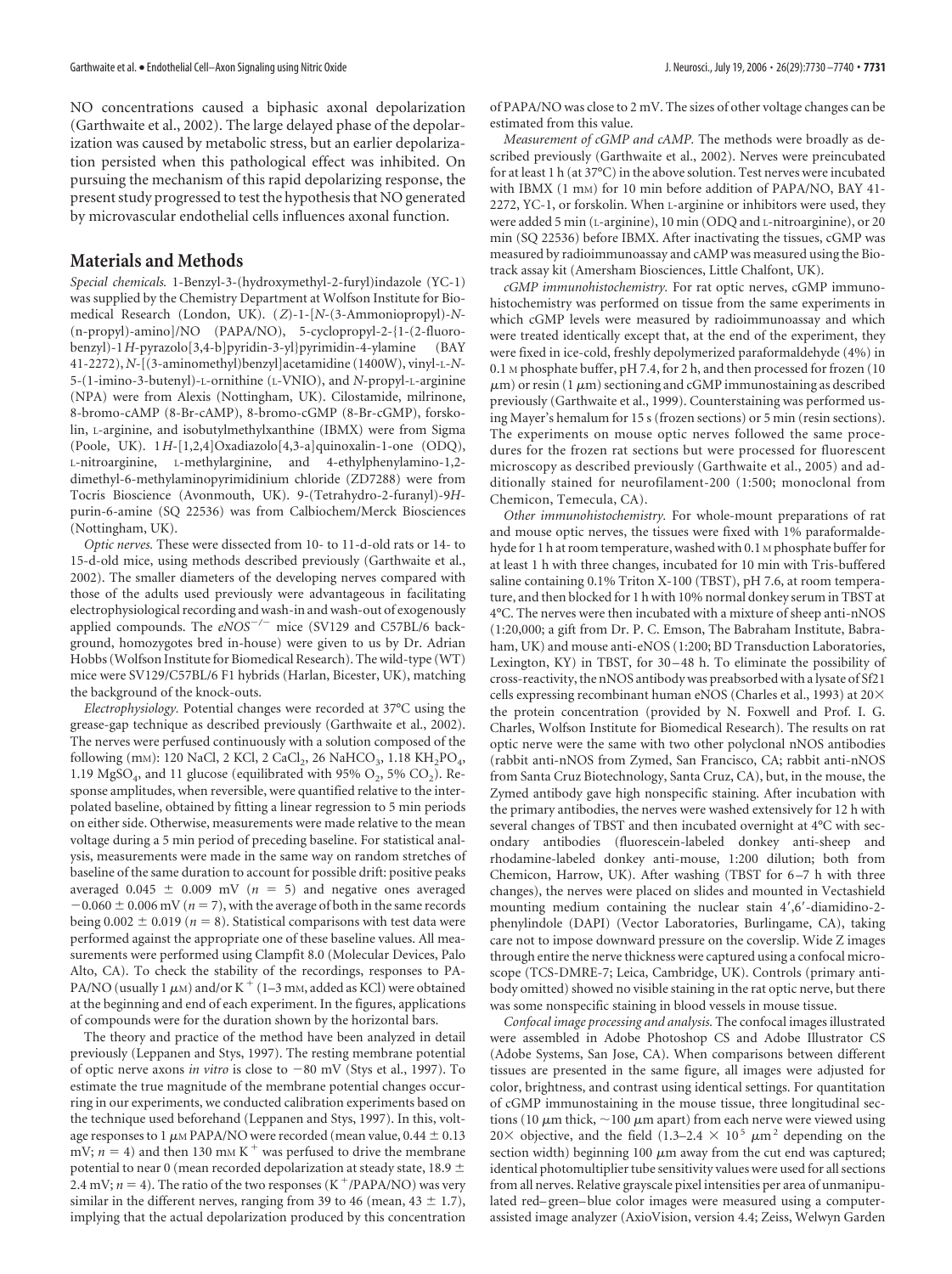NO concentrations caused a biphasic axonal depolarization (Garthwaite et al., 2002). The large delayed phase of the depolarization was caused by metabolic stress, but an earlier depolarization persisted when this pathological effect was inhibited. On pursuing the mechanism of this rapid depolarizing response, the present study progressed to test the hypothesis that NO generated by microvascular endothelial cells influences axonal function.

## Materials and Methods

*Special chemicals.* 1-Benzyl-3-(hydroxymethyl-2-furyl)indazole (YC-1) was supplied by the Chemistry Department at Wolfson Institute for Biomedical Research (London, UK). (*Z*)-1-[*N*-(3-Ammoniopropyl)-*N*-(n-propyl)-amino]/NO (PAPA/NO), 5-cyclopropyl-2-{1-(2-fluorobenzyl)-1*H*-pyrazolo[3,4-b]pyridin-3-yl}pyrimidin-4-ylamine (BAY 41-2272), *N*-[(3-aminomethyl)benzyl]acetamidine (1400W), vinyl-L-*N*-5-(1-imino-3-butenyl)-L-ornithine (L-VNIO), and *N*-propyl-L-arginine (NPA) were from Alexis (Nottingham, UK). Cilostamide, milrinone, 8-bromo-cAMP (8-Br-cAMP), 8-bromo-cGMP (8-Br-cGMP), forskolin, L-arginine, and isobutylmethylxanthine (IBMX) were from Sigma (Poole, UK). 1*H*-[1,2,4]Oxadiazolo[4,3-a]quinoxalin-1-one (ODQ), L-nitroarginine, L-methylarginine, and 4-ethylphenylamino-1,2-dimethyl-6-methylaminopyrimidinium chloride (ZD7288) were from Tocris Bioscience (Avonmouth, UK). 9-(Tetrahydro-2-furanyl)-9*H*-purin-6-amine (SQ 22536) was from Calbiochem/Merck Biosciences (Nottingham, UK).

*Optic nerves.* These were dissected from 10- to 11-d-old rats or 14- to 15-d-old mice, using methods described previously (Garthwaite et al., 2002). The smaller diameters of the developing nerves compared with those of the adults used previously were advantageous in facilitating electrophysiological recording and wash-in and wash-out of exogenously applied compounds. The $eNOS^{-/-}$ mice (SV129 and C57BL/6 background, homozygotes bred in-house) were given to us by Dr. Adrian Hobbs (Wolfson Institute for Biomedical Research). The wild-type (WT) mice were SV129/C57BL/6 F1 hybrids (Harlan, Bicester, UK), matching the background of the knock-outs.

*Electrophysiology.* Potential changes were recorded at 37°C using the grease-gap technique as described previously (Garthwaite et al., 2002). The nerves were perfused continuously with a solution composed of the following (mM): 120 NaCl, 2 KCl, 2 $CaCl_2$, 26 $NaHCO_3$, 1.18 $KH_2PO_4$, 1.19 $MgSO_4$, and 11 glucose (equilibrated with 95% $O_2$, 5% $CO_2$). Response amplitudes, when reversible, were quantified relative to the interpolated baseline, obtained by fitting a linear regression to 5 min periods on either side. Otherwise, measurements were made relative to the mean voltage during a 5 min period of preceding baseline. For statistical analysis, measurements were made in the same way on random stretches of baseline of the same duration to account for possible drift: positive peaks averaged $0.045 \pm 0.009$ mV ($n = 5$) and negative ones averaged $-0.060 \pm 0.006$ mV ($n = 7$), with the average of both in the same records being $0.002 \pm 0.019$ ($n = 8$). Statistical comparisons with test data were performed against the appropriate one of these baseline values. All measurements were performed using Clampfit 8.0 (Molecular Devices, Palo Alto, CA). To check the stability of the recordings, responses to PAPA/NO (usually 1 μM) and/or $K^+$ (1–3 mM, added as KCl) were obtained at the beginning and end of each experiment. In the figures, applications of compounds were for the duration shown by the horizontal bars.

The theory and practice of the method have been analyzed in detail previously (Leppanen and Stys, 1997). The resting membrane potential of optic nerve axons *in vitro* is close to −80 mV (Stys et al., 1997). To estimate the true magnitude of the membrane potential changes occurring in our experiments, we conducted calibration experiments based on the technique used beforehand (Leppanen and Stys, 1997). In this, voltage responses to 1 μM PAPA/NO were recorded (mean value, $0.44 \pm 0.13$ mV; $n = 4$) and then 130 mM $K^+$ was perfused to drive the membrane potential to near 0 (mean recorded depolarization at steady state, $18.9 \pm 2.4$ mV; $n = 4$). The ratio of the two responses ($K^+$/PAPA/NO) was very similar in the different nerves, ranging from 39 to 46 (mean, $43 \pm 1.7$), implying that the actual depolarization produced by this concentration of PAPA/NO was close to 2 mV. The sizes of other voltage changes can be estimated from this value.

*Measurement of cGMP and cAMP.* The methods were broadly as described previously (Garthwaite et al., 2002). Nerves were preincubated for at least 1 h (at 37°C) in the above solution. Test nerves were incubated with IBMX (1 mM) for 10 min before addition of PAPA/NO, BAY 41-2272, YC-1, or forskolin. When L-arginine or inhibitors were used, they were added 5 min (L-arginine), 10 min (ODQ and L-nitroarginine), or 20 min (SQ 22536) before IBMX. After inactivating the tissues, cGMP was measured by radioimmunoassay and cAMP was measured using the Biotrack assay kit (Amersham Biosciences, Little Chalfont, UK).

*cGMP immunohistochemistry.* For rat optic nerves, cGMP immunohistochemistry was performed on tissue from the same experiments in which cGMP levels were measured by radioimmunoassay and which were treated identically except that, at the end of the experiment, they were fixed in ice-cold, freshly depolymerized paraformaldehyde (4%) in 0.1 M phosphate buffer, pH 7.4, for 2 h, and then processed for frozen (10 μm) or resin (1 μm) sectioning and cGMP immunostaining as described previously (Garthwaite et al., 1999). Counterstaining was performed using Mayer's hemalum for 15 s (frozen sections) or 5 min (resin sections). The experiments on mouse optic nerves followed the same procedures for the frozen rat sections but were processed for fluorescent microscopy as described previously (Garthwaite et al., 2005) and additionally stained for neurofilament-200 (1:500; monoclonal from Chemicon, Temecula, CA).

*Other immunohistochemistry.* For whole-mount preparations of rat and mouse optic nerves, the tissues were fixed with 1% paraformaldehyde for 1 h at room temperature, washed with 0.1 M phosphate buffer for at least 1 h with three changes, incubated for 10 min with Tris-buffered saline containing 0.1% Triton X-100 (TBST), pH 7.6, at room temperature, and then blocked for 1 h with 10% normal donkey serum in TBST at 4°C. The nerves were then incubated with a mixture of sheep anti-nNOS (1:20,000; a gift from Dr. P. C. Emson, The Babraham Institute, Babraham, UK) and mouse anti-eNOS (1:200; BD Transduction Laboratories, Lexington, KY) in TBST, for 30–48 h. To eliminate the possibility of cross-reactivity, the nNOS antibody was preabsorbed with a lysate of Sf21 cells expressing recombinant human eNOS (Charles et al., 1993) at 20× the protein concentration (provided by N. Foxwell and Prof. I. G. Charles, Wolfson Institute for Biomedical Research). The results on rat optic nerve were the same with two other polyclonal nNOS antibodies (rabbit anti-nNOS from Zymed, San Francisco, CA; rabbit anti-nNOS from Santa Cruz Biotechnology, Santa Cruz, CA), but, in the mouse, the Zymed antibody gave high nonspecific staining. After incubation with the primary antibodies, the nerves were washed extensively for 12 h with several changes of TBST and then incubated overnight at 4°C with secondary antibodies (fluorescein-labeled donkey anti-sheep and rhodamine-labeled donkey anti-mouse, 1:200 dilution; both from Chemicon, Harrow, UK). After washing (TBST for 6–7 h with three changes), the nerves were placed on slides and mounted in Vectashield mounting medium containing the nuclear stain 4′,6′-diamidino-2-phenylindole (DAPI) (Vector Laboratories, Burlingame, CA), taking care not to impose downward pressure on the coverslip. Wide Z images through entire the nerve thickness were captured using a confocal microscope (TCS-DMRE-7; Leica, Cambridge, UK). Controls (primary antibody omitted) showed no visible staining in the rat optic nerve, but there was some nonspecific staining in blood vessels in mouse tissue.

*Confocal image processing and analysis.* The confocal images illustrated were assembled in Adobe Photoshop CS and Adobe Illustrator CS (Adobe Systems, San Jose, CA). When comparisons between different tissues are presented in the same figure, all images were adjusted for color, brightness, and contrast using identical settings. For quantitation of cGMP immunostaining in the mouse tissue, three longitudinal sections (10 μm thick, ~100 μm apart) from each nerve were viewed using 20× objective, and the field ($1.3–2.4 \times 10^5$ $\mu m^2$ depending on the section width) beginning 100 μm away from the cut end was captured; identical photomultiplier tube sensitivity values were used for all sections from all nerves. Relative grayscale pixel intensities per area of unmanipulated red–green–blue color images were measured using a computer-assisted image analyzer (AxioVision, version 4.4; Zeiss, Welwyn Garden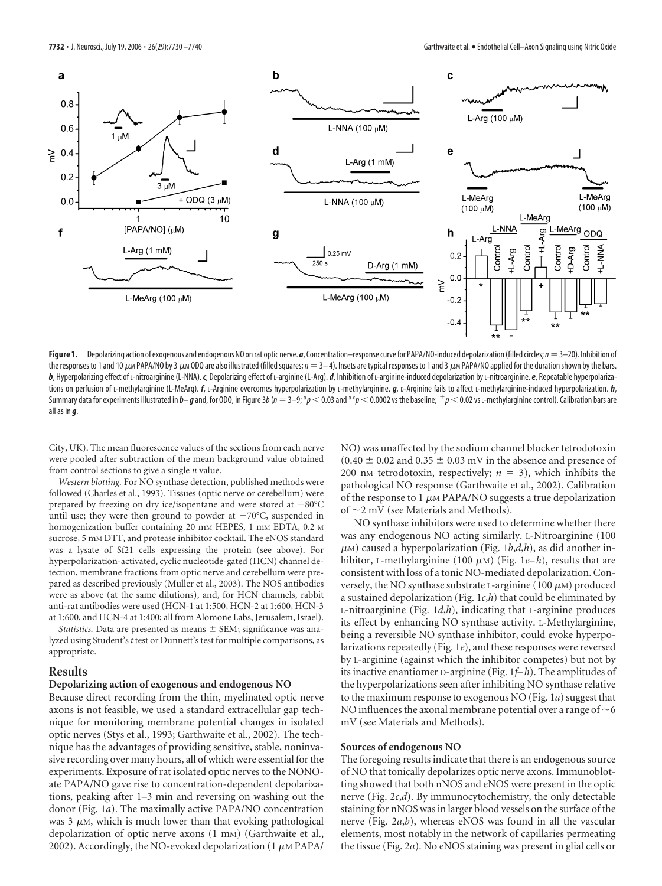a

0.8

0.6

mV 0.4

0.2

0.0

1 μM

3 μM

+ ODQ (3 μM)

1

10

[PAPA/NO] (μM)

b

L-NNA (100 μM)

c

L-Arg (100 μM)

d

L-Arg (1 mM)

L-NNA (100 μM)

e

L-MeArg (100 μM)

L-MeArg (100 μM)

f

L-Arg (1 mM)

L-MeArg (100 μM)

g

0.25 mV

250 s

D-Arg (1 mM)

L-MeArg (100 μM)

h

L-Arg

L-NNA

L-MeArg

L-MeArg

ODQ

Control

+L-Arg

Control

+L-Arg

Control

+D-Arg

Control

+L-NNA

0.2

0.0

-0.2

-0.4

mV

\*

\*\*

\*\*

+

\*\*

\*\*

**Figure 1.** Depolarizing action of exogenous and endogenous NO on rat optic nerve. ***a***, Concentration–response curve for PAPA/NO-induced depolarization (filled circles; $n = 3$–20). Inhibition of the responses to 1 and 10 μM PAPA/NO by 3 μM ODQ are also illustrated (filled squares; $n = 3$–4). Insets are typical responses to 1 and 3 μM PAPA/NO applied for the duration shown by the bars. ***b***, Hyperpolarizing effect of L-nitroarginine (L-NNA). ***c***, Depolarizing effect of L-arginine (L-Arg). ***d***, Inhibition of L-arginine-induced depolarization by L-nitroarginine. ***e***, Repeatable hyperpolarizations on perfusion of L-methylarginine (L-MeArg). ***f***, L-Arginine overcomes hyperpolarization by L-methylarginine. ***g***, D-Arginine fails to affect L-methylarginine-induced hyperpolarization. ***h***, Summary data for experiments illustrated in ***b–g*** and, for ODQ, in Figure 3*b* ($n = 3$–9; \*$p < 0.03$ and \*\*$p < 0.0002$ vs the baseline; $^{+}p < 0.02$ vs L-methylarginine control). Calibration bars are all as in ***g***.

City, UK). The mean fluorescence values of the sections from each nerve were pooled after subtraction of the mean background value obtained from control sections to give a single *n* value.

*Western blotting.* For NO synthase detection, published methods were followed (Charles et al., 1993). Tissues (optic nerve or cerebellum) were prepared by freezing on dry ice/isopentane and were stored at −80°C until use; they were then ground to powder at −70°C, suspended in homogenization buffer containing 20 mM HEPES, 1 mM EDTA, 0.2 M sucrose, 5 mM DTT, and protease inhibitor cocktail. The eNOS standard was a lysate of Sf21 cells expressing the protein (see above). For hyperpolarization-activated, cyclic nucleotide-gated (HCN) channel detection, membrane fractions from optic nerve and cerebellum were prepared as described previously (Muller et al., 2003). The NOS antibodies were as above (at the same dilutions), and, for HCN channels, rabbit anti-rat antibodies were used (HCN-1 at 1:500, HCN-2 at 1:600, HCN-3 at 1:600, HCN-4 at 1:400; all from Alomone Labs, Jerusalem, Israel).

*Statistics.* Data are presented as means ± SEM; significance was analyzed using Student's *t* test or Dunnett's test for multiple comparisons, as appropriate.

## Results

### Depolarizing action of exogenous and endogenous NO

Because direct recording from the thin, myelinated optic nerve axons is not feasible, we used a standard extracellular gap technique for monitoring membrane potential changes in isolated optic nerves (Stys et al., 1993; Garthwaite et al., 2002). The technique has the advantages of providing sensitive, stable, noninvasive recording over many hours, all of which were essential for the experiments. Exposure of rat isolated optic nerves to the NONOate PAPA/NO gave rise to concentration-dependent depolarizations, peaking after 1–3 min and reversing on washing out the donor (Fig. 1*a*). The maximally active PAPA/NO concentration was 3 μM, which is much lower than that evoking pathological depolarization of optic nerve axons (1 mM) (Garthwaite et al., 2002). Accordingly, the NO-evoked depolarization (1 μM PAPA/NO) was unaffected by the sodium channel blocker tetrodotoxin (0.40 ± 0.02 and 0.35 ± 0.03 mV in the absence and presence of 200 nM tetrodotoxin, respectively; $n = 3$), which inhibits the pathological NO response (Garthwaite et al., 2002). Calibration of the response to 1 μM PAPA/NO suggests a true depolarization of ∼2 mV (see Materials and Methods).

NO synthase inhibitors were used to determine whether there was any endogenous NO acting similarly. L-Nitroarginine (100 μM) caused a hyperpolarization (Fig. 1*b*,*d*,*h*), as did another inhibitor, L-methylarginine (100 μM) (Fig. 1*e*–*h*), results that are consistent with loss of a tonic NO-mediated depolarization. Conversely, the NO synthase substrate L-arginine (100 μM) produced a sustained depolarization (Fig. 1*c*,*h*) that could be eliminated by L-nitroarginine (Fig. 1*d*,*h*), indicating that L-arginine produces its effect by enhancing NO synthase activity. L-Methylarginine, being a reversible NO synthase inhibitor, could evoke hyperpolarizations repeatedly (Fig. 1*e*), and these responses were reversed by L-arginine (against which the inhibitor competes) but not by its inactive enantiomer D-arginine (Fig. 1*f*–*h*). The amplitudes of the hyperpolarizations seen after inhibiting NO synthase relative to the maximum response to exogenous NO (Fig. 1*a*) suggest that NO influences the axonal membrane potential over a range of ∼6 mV (see Materials and Methods).

### Sources of endogenous NO

The foregoing results indicate that there is an endogenous source of NO that tonically depolarizes optic nerve axons. Immunoblotting showed that both nNOS and eNOS were present in the optic nerve (Fig. 2*c*,*d*). By immunocytochemistry, the only detectable staining for nNOS was in larger blood vessels on the surface of the nerve (Fig. 2*a*,*b*), whereas eNOS was found in all the vascular elements, most notably in the network of capillaries permeating the tissue (Fig. 2*a*). No eNOS staining was present in glial cells or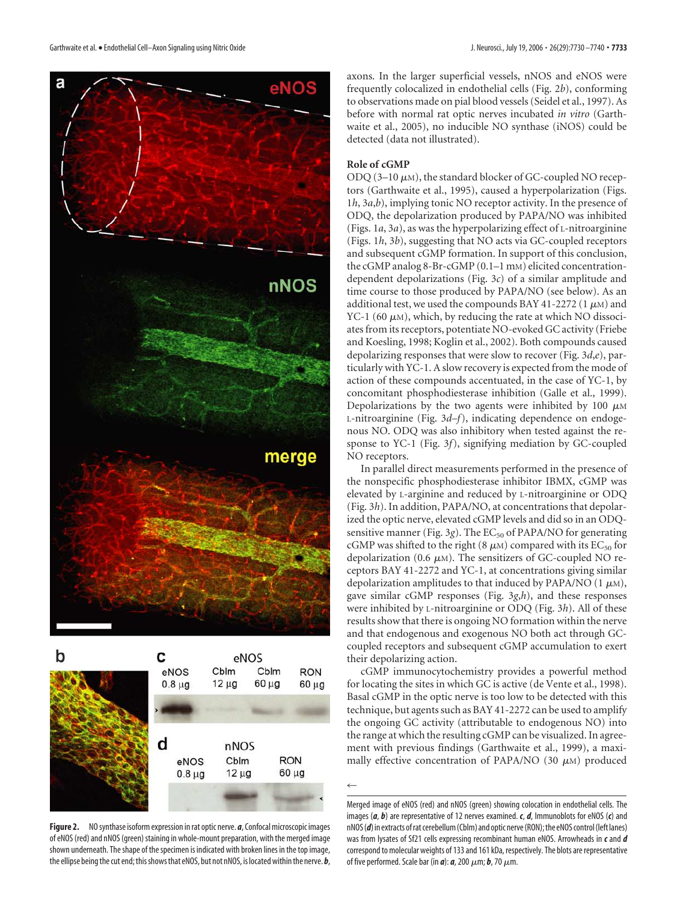axons. In the larger superficial vessels, nNOS and eNOS were frequently colocalized in endothelial cells (Fig. 2*b*), conforming to observations made on pial blood vessels (Seidel et al., 1997). As before with normal rat optic nerves incubated *in vitro* (Garthwaite et al., 2005), no inducible NO synthase (iNOS) could be detected (data not illustrated).

### Role of cGMP

ODQ (3–10 μM), the standard blocker of GC-coupled NO receptors (Garthwaite et al., 1995), caused a hyperpolarization (Figs. 1*h*, 3*a*,*b*), implying tonic NO receptor activity. In the presence of ODQ, the depolarization produced by PAPA/NO was inhibited (Figs. 1*a*, 3*a*), as was the hyperpolarizing effect of L-nitroarginine (Figs. 1*h*, 3*b*), suggesting that NO acts via GC-coupled receptors and subsequent cGMP formation. In support of this conclusion, the cGMP analog 8-Br-cGMP (0.1–1 mM) elicited concentration-dependent depolarizations (Fig. 3*c*) of a similar amplitude and time course to those produced by PAPA/NO (see below). As an additional test, we used the compounds BAY 41-2272 (1 μM) and YC-1 (60 μM), which, by reducing the rate at which NO dissociates from its receptors, potentiate NO-evoked GC activity (Friebe and Koesling, 1998; Koglin et al., 2002). Both compounds caused depolarizing responses that were slow to recover (Fig. 3*d*,*e*), particularly with YC-1. A slow recovery is expected from the mode of action of these compounds accentuated, in the case of YC-1, by concomitant phosphodiesterase inhibition (Galle et al., 1999). Depolarizations by the two agents were inhibited by 100 μM L-nitroarginine (Fig. 3*d*–*f*), indicating dependence on endogenous NO. ODQ was also inhibitory when tested against the response to YC-1 (Fig. 3*f*), signifying mediation by GC-coupled NO receptors.

In parallel direct measurements performed in the presence of the nonspecific phosphodiesterase inhibitor IBMX, cGMP was elevated by L-arginine and reduced by L-nitroarginine or ODQ (Fig. 3*h*). In addition, PAPA/NO, at concentrations that depolarized the optic nerve, elevated cGMP levels and did so in an ODQ-sensitive manner (Fig. 3*g*). The $EC_{50}$ of PAPA/NO for generating cGMP was shifted to the right (8 μM) compared with its $EC_{50}$ for depolarization (0.6 μM). The sensitizers of GC-coupled NO receptors BAY 41-2272 and YC-1, at concentrations giving similar depolarization amplitudes to that induced by PAPA/NO (1 μM), gave similar cGMP responses (Fig. 3*g*,*h*), and these responses were inhibited by L-nitroarginine or ODQ (Fig. 3*h*). All of these results show that there is ongoing NO formation within the nerve and that endogenous and exogenous NO both act through GC-coupled receptors and subsequent cGMP accumulation to exert their depolarizing action.

cGMP immunocytochemistry provides a powerful method for locating the sites in which GC is active (de Vente et al., 1998). Basal cGMP in the optic nerve is too low to be detected with this technique, but agents such as BAY 41-2272 can be used to amplify the ongoing GC activity (attributable to endogenous NO) into the range at which the resulting cGMP can be visualized. In agreement with previous findings (Garthwaite et al., 1999), a maximally effective concentration of PAPA/NO (30 μM) produced

a
eNOS
nNOS
merge

b

c
eNOS
eNOS 0.8 μg
Cblm 12 μg
Cblm 60 μg
RON 60 μg

d
nNOS
eNOS 0.8 μg
Cblm 12 μg
RON 60 μg

**Figure 2.** NO synthase isoform expression in rat optic nerve. ***a***, Confocal microscopic images of eNOS (red) and nNOS (green) staining in whole-mount preparation, with the merged image shown underneath. The shape of the specimen is indicated with broken lines in the top image, the ellipse being the cut end; this shows that eNOS, but not nNOS, is located within the nerve. ***b***, Merged image of eNOS (red) and nNOS (green) showing colocation in endothelial cells. The images (***a***, ***b***) are representative of 12 nerves examined. ***c***, ***d***, Immunoblots for eNOS (***c***) and nNOS (***d***) in extracts of rat cerebellum (Cblm) and optic nerve (RON); the eNOS control (left lanes) was from lysates of Sf21 cells expressing recombinant human eNOS. Arrowheads in ***c*** and ***d*** correspond to molecular weights of 133 and 161 kDa, respectively. The blots are representative of five performed. Scale bar (in ***a***): ***a***, 200 μm; ***b***, 70 μm.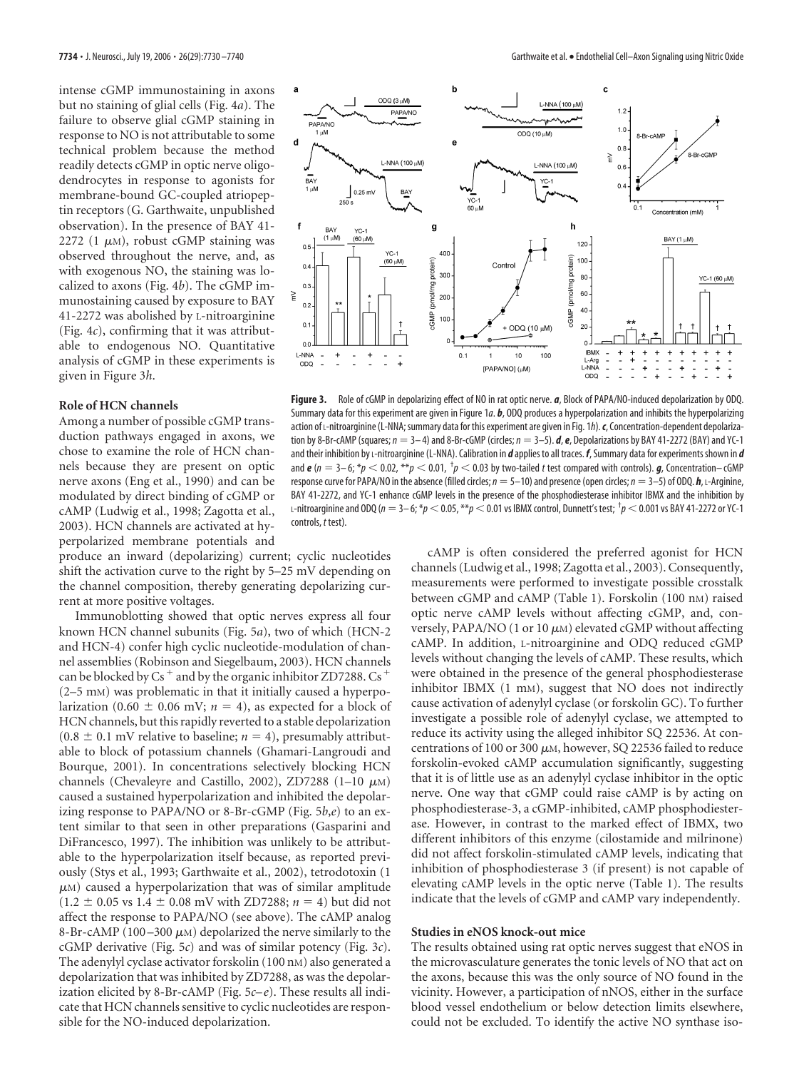intense cGMP immunostaining in axons but no staining of glial cells (Fig. 4*a*). The failure to observe glial cGMP staining in response to NO is not attributable to some technical problem because the method readily detects cGMP in optic nerve oligodendrocytes in response to agonists for membrane-bound GC-coupled atriopeptin receptors (G. Garthwaite, unpublished observation). In the presence of BAY 41-2272 (1 $\mu$M), robust cGMP staining was observed throughout the nerve, and, as with exogenous NO, the staining was localized to axons (Fig. 4*b*). The cGMP immunostaining caused by exposure to BAY 41-2272 was abolished by L-nitroarginine (Fig. 4*c*), confirming that it was attributable to endogenous NO. Quantitative analysis of cGMP in these experiments is given in Figure 3*h*.

### Role of HCN channels

Among a number of possible cGMP transduction pathways engaged in axons, we chose to examine the role of HCN channels because they are present on optic nerve axons (Eng et al., 1990) and can be modulated by direct binding of cGMP or cAMP (Ludwig et al., 1998; Zagotta et al., 2003). HCN channels are activated at hyperpolarized membrane potentials and produce an inward (depolarizing) current; cyclic nucleotides shift the activation curve to the right by 5–25 mV depending on the channel composition, thereby generating depolarizing current at more positive voltages.

Immunoblotting showed that optic nerves express all four known HCN channel subunits (Fig. 5*a*), two of which (HCN-2 and HCN-4) confer high cyclic nucleotide-modulation of channel assemblies (Robinson and Siegelbaum, 2003). HCN channels can be blocked by $Cs^+$ and by the organic inhibitor ZD7288. $Cs^+$ (2–5 mM) was problematic in that it initially caused a hyperpolarization (0.60 ± 0.06 mV; $n = 4$), as expected for a block of HCN channels, but this rapidly reverted to a stable depolarization (0.8 ± 0.1 mV relative to baseline; $n = 4$), presumably attributable to block of potassium channels (Ghamari-Langroudi and Bourque, 2001). In concentrations selectively blocking HCN channels (Chevaleyre and Castillo, 2002), ZD7288 (1–10 $\mu$M) caused a sustained hyperpolarization and inhibited the depolarizing response to PAPA/NO or 8-Br-cGMP (Fig. 5*b*,*e*) to an extent similar to that seen in other preparations (Gasparini and DiFrancesco, 1997). The inhibition was unlikely to be attributable to the hyperpolarization itself because, as reported previously (Stys et al., 1993; Garthwaite et al., 2002), tetrodotoxin (1 $\mu$M) caused a hyperpolarization that was of similar amplitude (1.2 ± 0.05 vs 1.4 ± 0.08 mV with ZD7288; $n = 4$) but did not affect the response to PAPA/NO (see above). The cAMP analog 8-Br-cAMP (100–300 $\mu$M) depolarized the nerve similarly to the cGMP derivative (Fig. 5*c*) and was of similar potency (Fig. 3*c*). The adenylyl cyclase activator forskolin (100 nM) also generated a depolarization that was inhibited by ZD7288, as was the depolarization elicited by 8-Br-cAMP (Fig. 5*c*–*e*). These results all indicate that HCN channels sensitive to cyclic nucleotides are responsible for the NO-induced depolarization.

a
ODQ (3 μM)
PAPA/NO
PAPA/NO 1 μM

b
L-NNA (100 μM)
ODQ (10 μM)

c
1.2
1.0
0.8
0.6
0.4
mV
8-Br-cAMP
8-Br-cGMP
0.1
1
Concentration (mM)

d
L-NNA (100 μM)
BAY 1 μM
BAY
0.25 mV
250 s

e
L-NNA (100 μM)
YC-1
YC-1 60 μM

f
BAY (1 μM)
YC-1 (60 μM)
YC-1 (60 μM)
0.5
0.4
0.3
0.2
0.1
0.0
mV
\*\*
\*
†
L-NNA - + - + - -
ODQ - - - - - +

g
400
300
200
100
0
cGMP (pmol/mg protein)
Control
+ ODQ (10 μM)
0.1
1
10
100
[PAPA/NO] (μM)

h
BAY (1 μM)
YC-1 (60 μM)
120
100
80
60
40
20
0
cGMP (pmol/mg protein)
\*\*
\* \*
† † † †
IBMX - + + + + + + + + + +
L-Arg - - + - - - - - - - -
L-NNA - - - + - - + - - + -
ODQ - - - - + - - + - - +

**Figure 3.** Role of cGMP in depolarizing effect of NO in rat optic nerve. ***a***, Block of PAPA/NO-induced depolarization by ODQ. Summary data for this experiment are given in Figure 1*a*. ***b***, ODQ produces a hyperpolarization and inhibits the hyperpolarizing action of L-nitroarginine (L-NNA; summary data for this experiment are given in Fig. 1*h*). ***c***, Concentration-dependent depolarization by 8-Br-cAMP (squares; $n = 3–4$) and 8-Br-cGMP (circles; $n = 3–5$). ***d***, ***e***, Depolarizations by BAY 41-2272 (BAY) and YC-1 and their inhibition by L-nitroarginine (L-NNA). Calibration in ***d*** applies to all traces. ***f***, Summary data for experiments shown in ***d*** and ***e*** ($n = 3–6$; \*$p < 0.02$, \*\*$p < 0.01$, †$p < 0.03$ by two-tailed $t$ test compared with controls). ***g***, Concentration–cGMP response curve for PAPA/NO in the absence (filled circles; $n = 5–10$) and presence (open circles; $n = 3–5$) of ODQ. ***h***, L-Arginine, BAY 41-2272, and YC-1 enhance cGMP levels in the presence of the phosphodiesterase inhibitor IBMX and the inhibition by L-nitroarginine and ODQ ($n = 3–6$; \*$p < 0.05$, \*\*$p < 0.01$ vs IBMX control, Dunnett's test; †$p < 0.001$ vs BAY 41-2272 or YC-1 controls, $t$ test).

cAMP is often considered the preferred agonist for HCN channels (Ludwig et al., 1998; Zagotta et al., 2003). Consequently, measurements were performed to investigate possible crosstalk between cGMP and cAMP (Table 1). Forskolin (100 nM) raised optic nerve cAMP levels without affecting cGMP, and, conversely, PAPA/NO (1 or 10 $\mu$M) elevated cGMP without affecting cAMP. In addition, L-nitroarginine and ODQ reduced cGMP levels without changing the levels of cAMP. These results, which were obtained in the presence of the general phosphodiesterase inhibitor IBMX (1 mM), suggest that NO does not indirectly cause activation of adenylyl cyclase (or forskolin GC). To further investigate a possible role of adenylyl cyclase, we attempted to reduce its activity using the alleged inhibitor SQ 22536. At concentrations of 100 or 300 $\mu$M, however, SQ 22536 failed to reduce forskolin-evoked cAMP accumulation significantly, suggesting that it is of little use as an adenylyl cyclase inhibitor in the optic nerve. One way that cGMP could raise cAMP is by acting on phosphodiesterase-3, a cGMP-inhibited, cAMP phosphodiesterase. However, in contrast to the marked effect of IBMX, two different inhibitors of this enzyme (cilostamide and milrinone) did not affect forskolin-stimulated cAMP levels, indicating that inhibition of phosphodiesterase 3 (if present) is not capable of elevating cAMP levels in the optic nerve (Table 1). The results indicate that the levels of cGMP and cAMP vary independently.

### Studies in eNOS knock-out mice

The results obtained using rat optic nerves suggest that eNOS in the microvasculature generates the tonic levels of NO that act on the axons, because this was the only source of NO found in the vicinity. However, a participation of nNOS, either in the surface blood vessel endothelium or below detection limits elsewhere, could not be excluded. To identify the active NO synthase iso-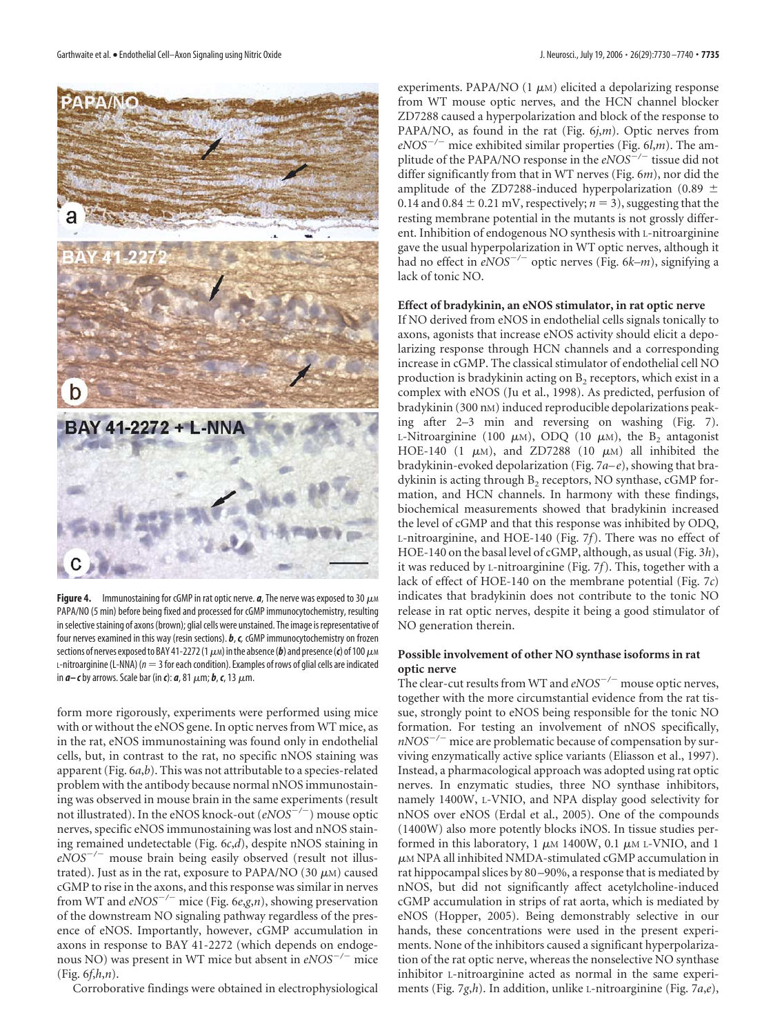**Figure 4.** Immunostaining for cGMP in rat optic nerve. ***a***, The nerve was exposed to 30 μM PAPA/NO (5 min) before being fixed and processed for cGMP immunocytochemistry, resulting in selective staining of axons (brown); glial cells were unstained. The image is representative of four nerves examined in this way (resin sections). ***b***, ***c***, cGMP immunocytochemistry on frozen sections of nerves exposed to BAY 41-2272 (1 μM) in the absence (***b***) and presence (***c***) of 100 μM L-nitroarginine (L-NNA) ($n = 3$ for each condition). Examples of rows of glial cells are indicated in ***a–c*** by arrows. Scale bar (in ***c***): ***a***, 81 μm; ***b***, ***c***, 13 μm.

form more rigorously, experiments were performed using mice with or without the eNOS gene. In optic nerves from WT mice, as in the rat, eNOS immunostaining was found only in endothelial cells, but, in contrast to the rat, no specific nNOS staining was apparent (Fig. 6*a*,*b*). This was not attributable to a species-related problem with the antibody because normal nNOS immunostaining was observed in mouse brain in the same experiments (result not illustrated). In the eNOS knock-out (*eNOS*$^{-/-}$) mouse optic nerves, specific eNOS immunostaining was lost and nNOS staining remained undetectable (Fig. 6*c*,*d*), despite nNOS staining in *eNOS*$^{-/-}$ mouse brain being easily observed (result not illustrated). Just as in the rat, exposure to PAPA/NO (30 μM) caused cGMP to rise in the axons, and this response was similar in nerves from WT and *eNOS*$^{-/-}$ mice (Fig. 6*e*,*g*,*n*), showing preservation of the downstream NO signaling pathway regardless of the presence of eNOS. Importantly, however, cGMP accumulation in axons in response to BAY 41-2272 (which depends on endogenous NO) was present in WT mice but absent in *eNOS*$^{-/-}$ mice (Fig. 6*f*,*h*,*n*).

Corroborative findings were obtained in electrophysiological experiments. PAPA/NO (1 μM) elicited a depolarizing response from WT mouse optic nerves, and the HCN channel blocker ZD7288 caused a hyperpolarization and block of the response to PAPA/NO, as found in the rat (Fig. 6*j*,*m*). Optic nerves from *eNOS*$^{-/-}$ mice exhibited similar properties (Fig. 6*l*,*m*). The amplitude of the PAPA/NO response in the *eNOS*$^{-/-}$ tissue did not differ significantly from that in WT nerves (Fig. 6*m*), nor did the amplitude of the ZD7288-induced hyperpolarization (0.89 ± 0.14 and 0.84 ± 0.21 mV, respectively; $n = 3$), suggesting that the resting membrane potential in the mutants is not grossly different. Inhibition of endogenous NO synthesis with L-nitroarginine gave the usual hyperpolarization in WT optic nerves, although it had no effect in *eNOS*$^{-/-}$ optic nerves (Fig. 6*k–m*), signifying a lack of tonic NO.

### Effect of bradykinin, an eNOS stimulator, in rat optic nerve

If NO derived from eNOS in endothelial cells signals tonically to axons, agonists that increase eNOS activity should elicit a depolarizing response through HCN channels and a corresponding increase in cGMP. The classical stimulator of endothelial cell NO production is bradykinin acting on $B_2$ receptors, which exist in a complex with eNOS (Ju et al., 1998). As predicted, perfusion of bradykinin (300 nM) induced reproducible depolarizations peaking after 2–3 min and reversing on washing (Fig. 7). L-Nitroarginine (100 μM), ODQ (10 μM), the $B_2$ antagonist HOE-140 (1 μM), and ZD7288 (10 μM) all inhibited the bradykinin-evoked depolarization (Fig. 7*a–e*), showing that bradykinin is acting through $B_2$ receptors, NO synthase, cGMP formation, and HCN channels. In harmony with these findings, biochemical measurements showed that bradykinin increased the level of cGMP and that this response was inhibited by ODQ, L-nitroarginine, and HOE-140 (Fig. 7*f*). There was no effect of HOE-140 on the basal level of cGMP, although, as usual (Fig. 3*h*), it was reduced by L-nitroarginine (Fig. 7*f*). This, together with a lack of effect of HOE-140 on the membrane potential (Fig. 7*c*) indicates that bradykinin does not contribute to the tonic NO release in rat optic nerves, despite it being a good stimulator of NO generation therein.

### Possible involvement of other NO synthase isoforms in rat optic nerve

The clear-cut results from WT and *eNOS*$^{-/-}$ mouse optic nerves, together with the more circumstantial evidence from the rat tissue, strongly point to eNOS being responsible for the tonic NO formation. For testing an involvement of nNOS specifically, *nNOS*$^{-/-}$ mice are problematic because of compensation by surviving enzymatically active splice variants (Eliasson et al., 1997). Instead, a pharmacological approach was adopted using rat optic nerves. In enzymatic studies, three NO synthase inhibitors, namely 1400W, L-VNIO, and NPA display good selectivity for nNOS over eNOS (Erdal et al., 2005). One of the compounds (1400W) also more potently blocks iNOS. In tissue studies performed in this laboratory, 1 μM 1400W, 0.1 μM L-VNIO, and 1 μM NPA all inhibited NMDA-stimulated cGMP accumulation in rat hippocampal slices by 80–90%, a response that is mediated by nNOS, but did not significantly affect acetylcholine-induced cGMP accumulation in strips of rat aorta, which is mediated by eNOS (Hopper, 2005). Being demonstrably selective in our hands, these concentrations were used in the present experiments. None of the inhibitors caused a significant hyperpolarization of the rat optic nerve, whereas the nonselective NO synthase inhibitor L-nitroarginine acted as normal in the same experiments (Fig. 7*g*,*h*). In addition, unlike L-nitroarginine (Fig. 7*a*,*e*),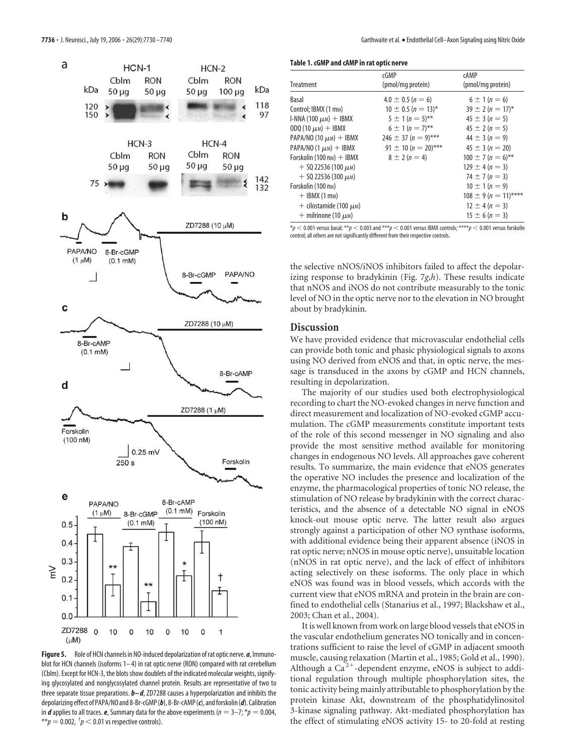a

HCN-1: Cblm 50 μg, RON 50 μg

HCN-2: Cblm 50 μg, RON 100 μg

kDa 120, 150

kDa 118, 97

HCN-3: Cblm 50 μg, RON 50 μg

75

HCN-4: Cblm 50 μg, RON 50 μg

142, 132

b

PAPA/NO (1 μM)

8-Br-cGMP (0.1 mM)

ZD7288 (10 μM)

8-Br-cGMP

PAPA/NO

c

8-Br-cAMP (0.1 mM)

ZD7288 (10 μM)

8-Br-cAMP

d

Forskolin (100 nM)

ZD7288 (1 μM)

Forskolin

0.25 mV

250 s

e

PAPA/NO (1 μM)

8-Br-cGMP (0.1 mM)

8-Br-cAMP (0.1 mM)

Forskolin (100 nM)

mV

0.5, 0.4, 0.3, 0.2, 0.1, 0.0

**

**

*

†

ZD7288 (μM): 0, 10, 0, 10, 0, 10, 0, 1

**Figure 5.** Role of HCN channels in NO-induced depolarization of rat optic nerve. ***a***, Immunoblot for HCN channels (isoforms 1–4) in rat optic nerve (RON) compared with rat cerebellum (Cblm). Except for HCN-3, the blots show doublets of the indicated molecular weights, signifying glycosylated and nonglycosylated channel protein. Results are representative of two to three separate tissue preparations. ***b–d***, ZD7288 causes a hyperpolarization and inhibits the depolarizing effect of PAPA/NO and 8-Br-cGMP (***b***), 8-Br-cAMP (***c***), and forskolin (***d***). Calibration in ***d*** applies to all traces. ***e***, Summary data for the above experiments ($n = 3$–$7$; $*p = 0.004$, $**p = 0.002$, $^{\dagger}p < 0.01$ vs respective controls).

**Table 1. cGMP and cAMP in rat optic nerve**

| Treatment | cGMP (pmol/mg protein) | cAMP (pmol/mg protein) |
|---|---|---|
| Basal | $4.0 \pm 0.5$ ($n = 6$) | $6 \pm 1$ ($n = 6$) |
| Control; IBMX (1 mM) | $10 \pm 0.5$ ($n = 13$)* | $39 \pm 2$ ($n = 17$)* |
| l-NNA (100 μM) + IBMX | $5 \pm 1$ ($n = 5$)** | $45 \pm 3$ ($n = 5$) |
| ODQ (10 μM) + IBMX | $6 \pm 1$ ($n = 7$)** | $45 \pm 2$ ($n = 5$) |
| PAPA/NO (10 μM) + IBMX | $246 \pm 37$ ($n = 9$)*** | $44 \pm 3$ ($n = 9$) |
| PAPA/NO (1 μM) + IBMX | $91 \pm 10$ ($n = 20$)*** | $45 \pm 3$ ($n = 20$) |
| Forskolin (100 nM) + IBMX | $8 \pm 2$ ($n = 4$) | $100 \pm 7$ ($n = 6$)** |
| + SQ 22536 (100 μM) | | $129 \pm 4$ ($n = 3$) |
| + SQ 22536 (300 μM) | | $74 \pm 7$ ($n = 3$) |
| Forskolin (100 nM) | | $10 \pm 1$ ($n = 9$) |
| + IBMX (1 mM) | | $108 \pm 9$ ($n = 11$)**** |
| + cilostamide (100 μM) | | $12 \pm 4$ ($n = 3$) |
| + milrinone (10 μM) | | $15 \pm 6$ ($n = 3$) |

$*p < 0.001$ versus basal; $**p < 0.003$ and $***p < 0.001$ versus IBMX controls; $****p < 0.001$ versus forskolin control; all others are not significantly different from their respective controls.

the selective nNOS/iNOS inhibitors failed to affect the depolarizing response to bradykinin (Fig. 7*g*,*h*). These results indicate that nNOS and iNOS do not contribute measurably to the tonic level of NO in the optic nerve nor to the elevation in NO brought about by bradykinin.

## Discussion

We have provided evidence that microvascular endothelial cells can provide both tonic and phasic physiological signals to axons using NO derived from eNOS and that, in optic nerve, the message is transduced in the axons by cGMP and HCN channels, resulting in depolarization.

The majority of our studies used both electrophysiological recording to chart the NO-evoked changes in nerve function and direct measurement and localization of NO-evoked cGMP accumulation. The cGMP measurements constitute important tests of the role of this second messenger in NO signaling and also provide the most sensitive method available for monitoring changes in endogenous NO levels. All approaches gave coherent results. To summarize, the main evidence that eNOS generates the operative NO includes the presence and localization of the enzyme, the pharmacological properties of tonic NO release, the stimulation of NO release by bradykinin with the correct characteristics, and the absence of a detectable NO signal in eNOS knock-out mouse optic nerve. The latter result also argues strongly against a participation of other NO synthase isoforms, with additional evidence being their apparent absence (iNOS in rat optic nerve; nNOS in mouse optic nerve), unsuitable location (nNOS in rat optic nerve), and the lack of effect of inhibitors acting selectively on these isoforms. The only place in which eNOS was found was in blood vessels, which accords with the current view that eNOS mRNA and protein in the brain are confined to endothelial cells (Stanarius et al., 1997; Blackshaw et al., 2003; Chan et al., 2004).

It is well known from work on large blood vessels that eNOS in the vascular endothelium generates NO tonically and in concentrations sufficient to raise the level of cGMP in adjacent smooth muscle, causing relaxation (Martin et al., 1985; Gold et al., 1990). Although a $Ca^{2+}$-dependent enzyme, eNOS is subject to additional regulation through multiple phosphorylation sites, the tonic activity being mainly attributable to phosphorylation by the protein kinase Akt, downstream of the phosphatidylinositol 3-kinase signaling pathway. Akt-mediated phosphorylation has the effect of stimulating eNOS activity 15- to 20-fold at resting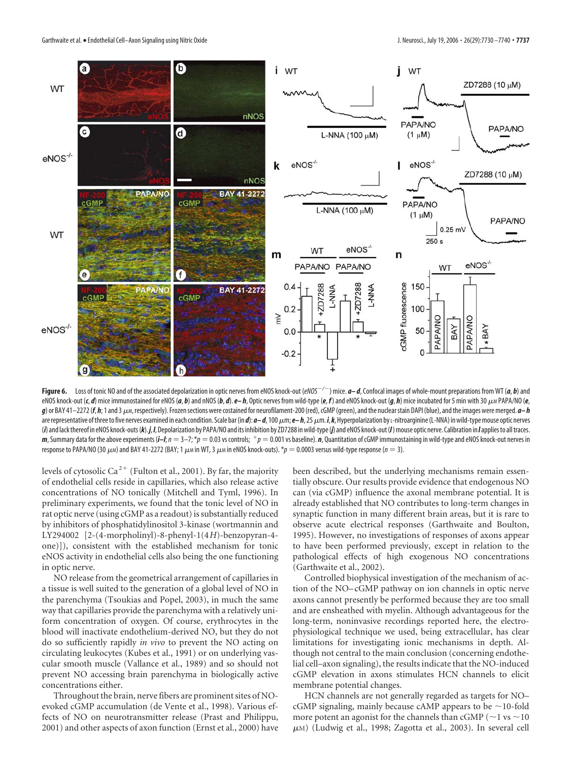a b WT eNOS nNOS

c d eNOS$^{-/-}$ eNOS nNOS

NF-200 cGMP PAPA/NO

NF-200 cGMP BAY 41-2272

WT e f

NF-200 cGMP PAPA/NO

NF-200 cGMP BAY 41-2272

eNOS$^{-/-}$ g h

i WT

L-NNA (100 μM)

j WT

ZD7288 (10 μM)

PAPA/NO (1 μM)

PAPA/NO

k eNOS$^{-/-}$

L-NNA (100 μM)

l eNOS$^{-/-}$

ZD7288 (10 μM)

PAPA/NO (1 μM)

PAPA/NO

0.25 mV

250 s

m

WT eNOS$^{-/-}$

PAPA/NO PAPA/NO

+ZD7288 L-NNA +ZD7288 L-NNA

mV

0.4 0.2 0.0 -0.2

n

WT eNOS$^{-/-}$

cGMP fluorescence

150 100 50 0

PAPA/NO BAY PAPA/NO BAY

**Figure 6.** Loss of tonic NO and of the associated depolarization in optic nerves from eNOS knock-out (*eNOS*$^{-/-}$) mice. ***a–d***, Confocal images of whole-mount preparations from WT (***a***, ***b***) and eNOS knock-out (***c***, ***d***) mice immunostained for eNOS (***a***, ***b***) and nNOS (***b***, ***d***). ***e–h***, Optic nerves from wild-type (***e***, ***f***) and eNOS knock-out (***g***, ***h***) mice incubated for 5 min with 30 μM PAPA/NO (***e***, ***g***) or BAY 41–2272 (***f***, ***h***; 1 and 3 μM, respectively). Frozen sections were costained for neurofilament-200 (red), cGMP (green), and the nuclear stain DAPI (blue), and the images were merged. ***a–h*** are representative of three to five nerves examined in each condition. Scale bar (in ***d***): ***a–d***, 100 μm; ***e–h***, 25 μm. ***i***, ***k***, Hyperpolarization by L-nitroarginine (L-NNA) in wild-type mouse optic nerves (***i***) and lack thereof in eNOS knock-outs (***k***). ***j***, ***l***, Depolarization by PAPA/NO and its inhibition by ZD7288 in wild-type (***j***) and eNOS knock-out (***l***) mouse optic nerve. Calibration in ***l*** applies to all traces. ***m***, Summary data for the above experiments (***i–l***; $n = 3$–7; \*$p = 0.03$ vs controls; $^{+}p = 0.001$ vs baseline). ***n***, Quantitation of cGMP immunostaining in wild-type and eNOS knock-out nerves in response to PAPA/NO (30 μM) and BAY 41-2272 (BAY; 1 μM in WT, 3 μM in eNOS knock-outs). \*$p = 0.0003$ versus wild-type response ($n = 3$).

levels of cytosolic $Ca^{2+}$ (Fulton et al., 2001). By far, the majority of endothelial cells reside in capillaries, which also release active concentrations of NO tonically (Mitchell and Tyml, 1996). In preliminary experiments, we found that the tonic level of NO in rat optic nerve (using cGMP as a readout) is substantially reduced by inhibitors of phosphatidylinositol 3-kinase (wortmannin and LY294002 [2-(4-morpholinyl)-8-phenyl-1(4*H*)-benzopyran-4-one)]), consistent with the established mechanism for tonic eNOS activity in endothelial cells also being the one functioning in optic nerve.

NO release from the geometrical arrangement of capillaries in a tissue is well suited to the generation of a global level of NO in the parenchyma (Tsoukias and Popel, 2003), in much the same way that capillaries provide the parenchyma with a relatively uniform concentration of oxygen. Of course, erythrocytes in the blood will inactivate endothelium-derived NO, but they do not do so sufficiently rapidly *in vivo* to prevent the NO acting on circulating leukocytes (Kubes et al., 1991) or on underlying vascular smooth muscle (Vallance et al., 1989) and so should not prevent NO accessing brain parenchyma in biologically active concentrations either.

Throughout the brain, nerve fibers are prominent sites of NO-evoked cGMP accumulation (de Vente et al., 1998). Various effects of NO on neurotransmitter release (Prast and Philippu, 2001) and other aspects of axon function (Ernst et al., 2000) have been described, but the underlying mechanisms remain essentially obscure. Our results provide evidence that endogenous NO can (via cGMP) influence the axonal membrane potential. It is already established that NO contributes to long-term changes in synaptic function in many different brain areas, but it is rare to observe acute electrical responses (Garthwaite and Boulton, 1995). However, no investigations of responses of axons appear to have been performed previously, except in relation to the pathological effects of high exogenous NO concentrations (Garthwaite et al., 2002).

Controlled biophysical investigation of the mechanism of action of the NO–cGMP pathway on ion channels in optic nerve axons cannot presently be performed because they are too small and are ensheathed with myelin. Although advantageous for the long-term, noninvasive recordings reported here, the electrophysiological technique we used, being extracellular, has clear limitations for investigating ionic mechanisms in depth. Although not central to the main conclusion (concerning endothelial cell–axon signaling), the results indicate that the NO-induced cGMP elevation in axons stimulates HCN channels to elicit membrane potential changes.

HCN channels are not generally regarded as targets for NO–cGMP signaling, mainly because cAMP appears to be ~10-fold more potent an agonist for the channels than cGMP (~1 vs ~10 μM) (Ludwig et al., 1998; Zagotta et al., 2003). In several cell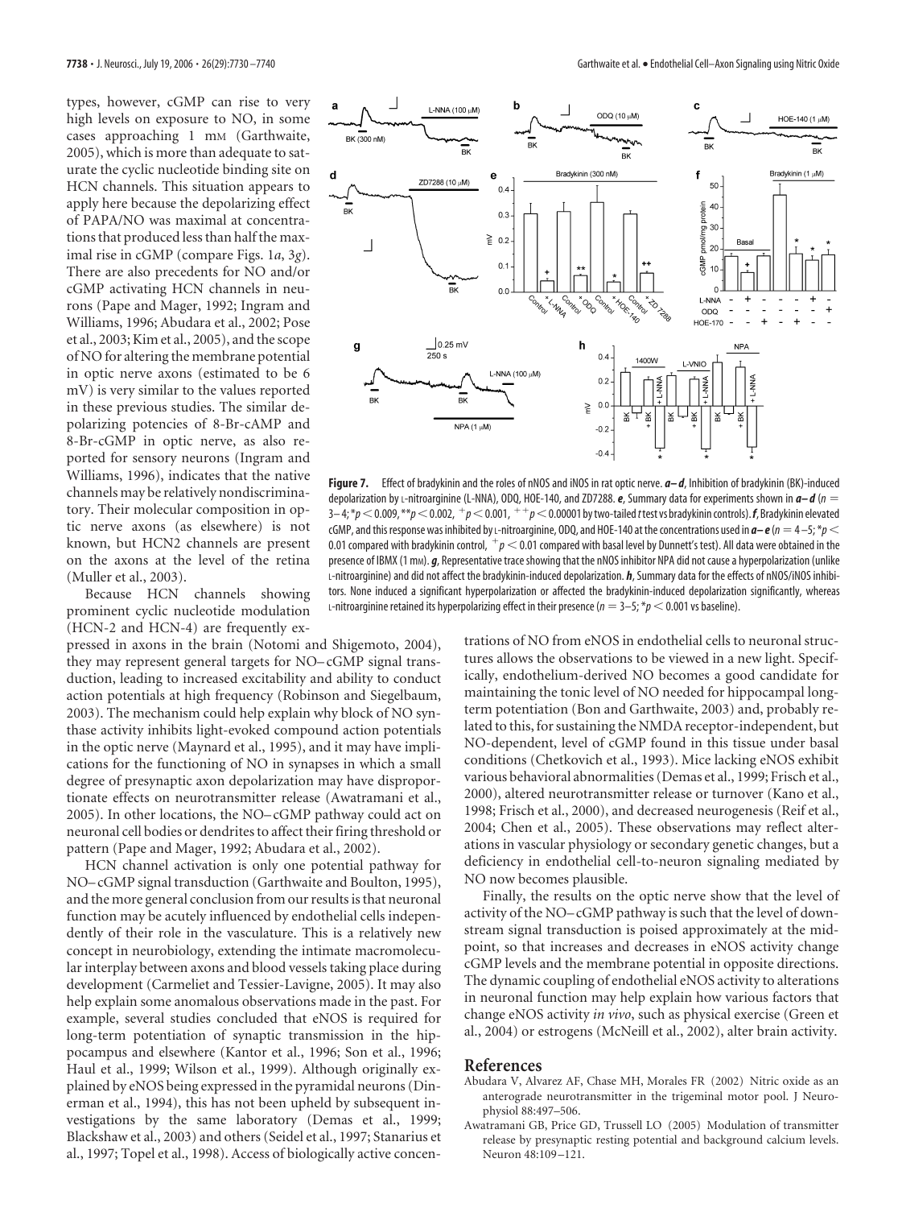types, however, cGMP can rise to very high levels on exposure to NO, in some cases approaching 1 mM (Garthwaite, 2005), which is more than adequate to saturate the cyclic nucleotide binding site on HCN channels. This situation appears to apply here because the depolarizing effect of PAPA/NO was maximal at concentrations that produced less than half the maximal rise in cGMP (compare Figs. 1*a*, 3*g*). There are also precedents for NO and/or cGMP activating HCN channels in neurons (Pape and Mager, 1992; Ingram and Williams, 1996; Abudara et al., 2002; Pose et al., 2003; Kim et al., 2005), and the scope of NO for altering the membrane potential in optic nerve axons (estimated to be 6 mV) is very similar to the values reported in these previous studies. The similar depolarizing potencies of 8-Br-cAMP and 8-Br-cGMP in optic nerve, as also reported for sensory neurons (Ingram and Williams, 1996), indicates that the native channels may be relatively nondiscriminatory. Their molecular composition in optic nerve axons (as elsewhere) is not known, but HCN2 channels are present on the axons at the level of the retina (Muller et al., 2003).

Because HCN channels showing prominent cyclic nucleotide modulation (HCN-2 and HCN-4) are frequently expressed in axons in the brain (Notomi and Shigemoto, 2004), they may represent general targets for NO–cGMP signal transduction, leading to increased excitability and ability to conduct action potentials at high frequency (Robinson and Siegelbaum, 2003). The mechanism could help explain why block of NO synthase activity inhibits light-evoked compound action potentials in the optic nerve (Maynard et al., 1995), and it may have implications for the functioning of NO in synapses in which a small degree of presynaptic axon depolarization may have disproportionate effects on neurotransmitter release (Awatramani et al., 2005). In other locations, the NO–cGMP pathway could act on neuronal cell bodies or dendrites to affect their firing threshold or pattern (Pape and Mager, 1992; Abudara et al., 2002).

HCN channel activation is only one potential pathway for NO–cGMP signal transduction (Garthwaite and Boulton, 1995), and the more general conclusion from our results is that neuronal function may be acutely influenced by endothelial cells independently of their role in the vasculature. This is a relatively new concept in neurobiology, extending the intimate macromolecular interplay between axons and blood vessels taking place during development (Carmeliet and Tessier-Lavigne, 2005). It may also help explain some anomalous observations made in the past. For example, several studies concluded that eNOS is required for long-term potentiation of synaptic transmission in the hippocampus and elsewhere (Kantor et al., 1996; Son et al., 1996; Haul et al., 1999; Wilson et al., 1999). Although originally explained by eNOS being expressed in the pyramidal neurons (Dinerman et al., 1994), this has not been upheld by subsequent investigations by the same laboratory (Demas et al., 1999; Blackshaw et al., 2003) and others (Seidel et al., 1997; Stanarius et al., 1997; Topel et al., 1998). Access of biologically active concentrations of NO from eNOS in endothelial cells to neuronal structures allows the observations to be viewed in a new light. Specifically, endothelium-derived NO becomes a good candidate for maintaining the tonic level of NO needed for hippocampal long-term potentiation (Bon and Garthwaite, 2003) and, probably related to this, for sustaining the NMDA receptor-independent, but NO-dependent, level of cGMP found in this tissue under basal conditions (Chetkovich et al., 1993). Mice lacking eNOS exhibit various behavioral abnormalities (Demas et al., 1999; Frisch et al., 2000), altered neurotransmitter release or turnover (Kano et al., 1998; Frisch et al., 2000), and decreased neurogenesis (Reif et al., 2004; Chen et al., 2005). These observations may reflect alterations in vascular physiology or secondary genetic changes, but a deficiency in endothelial cell-to-neuron signaling mediated by NO now becomes plausible.

Finally, the results on the optic nerve show that the level of activity of the NO–cGMP pathway is such that the level of downstream signal transduction is poised approximately at the midpoint, so that increases and decreases in eNOS activity change cGMP levels and the membrane potential in opposite directions. The dynamic coupling of endothelial eNOS activity to alterations in neuronal function may help explain how various factors that change eNOS activity *in vivo*, such as physical exercise (Green et al., 2004) or estrogens (McNeill et al., 2002), alter brain activity.

**Figure 7.** Effect of bradykinin and the roles of nNOS and iNOS in rat optic nerve. ***a–d***, Inhibition of bradykinin (BK)-induced depolarization by L-nitroarginine (L-NNA), ODQ, HOE-140, and ZD7288. ***e***, Summary data for experiments shown in ***a–d*** ($n$ = 3–4; $^*p < 0.009$, $^{**}p < 0.002$, $^+p < 0.001$, $^{++}p < 0.00001$ by two-tailed $t$ test vs bradykinin controls). ***f***, Bradykinin elevated cGMP, and this response was inhibited by L-nitroarginine, ODQ, and HOE-140 at the concentrations used in ***a–e*** ($n$ = 4–5; $^*p < 0.01$ compared with bradykinin control, $^+p < 0.01$ compared with basal level by Dunnett's test). All data were obtained in the presence of IBMX (1 mM). ***g***, Representative trace showing that the nNOS inhibitor NPA did not cause a hyperpolarization (unlike L-nitroarginine) and did not affect the bradykinin-induced depolarization. ***h***, Summary data for the effects of nNOS/iNOS inhibitors. None induced a significant hyperpolarization or affected the bradykinin-induced depolarization significantly, whereas L-nitroarginine retained its hyperpolarizing effect in their presence ($n$ = 3–5; $^*p < 0.001$ vs baseline).

## References

Abudara V, Alvarez AF, Chase MH, Morales FR (2002) Nitric oxide as an anterograde neurotransmitter in the trigeminal motor pool. J Neurophysiol 88:497–506.

Awatramani GB, Price GD, Trussell LO (2005) Modulation of transmitter release by presynaptic resting potential and background calcium levels. Neuron 48:109–121.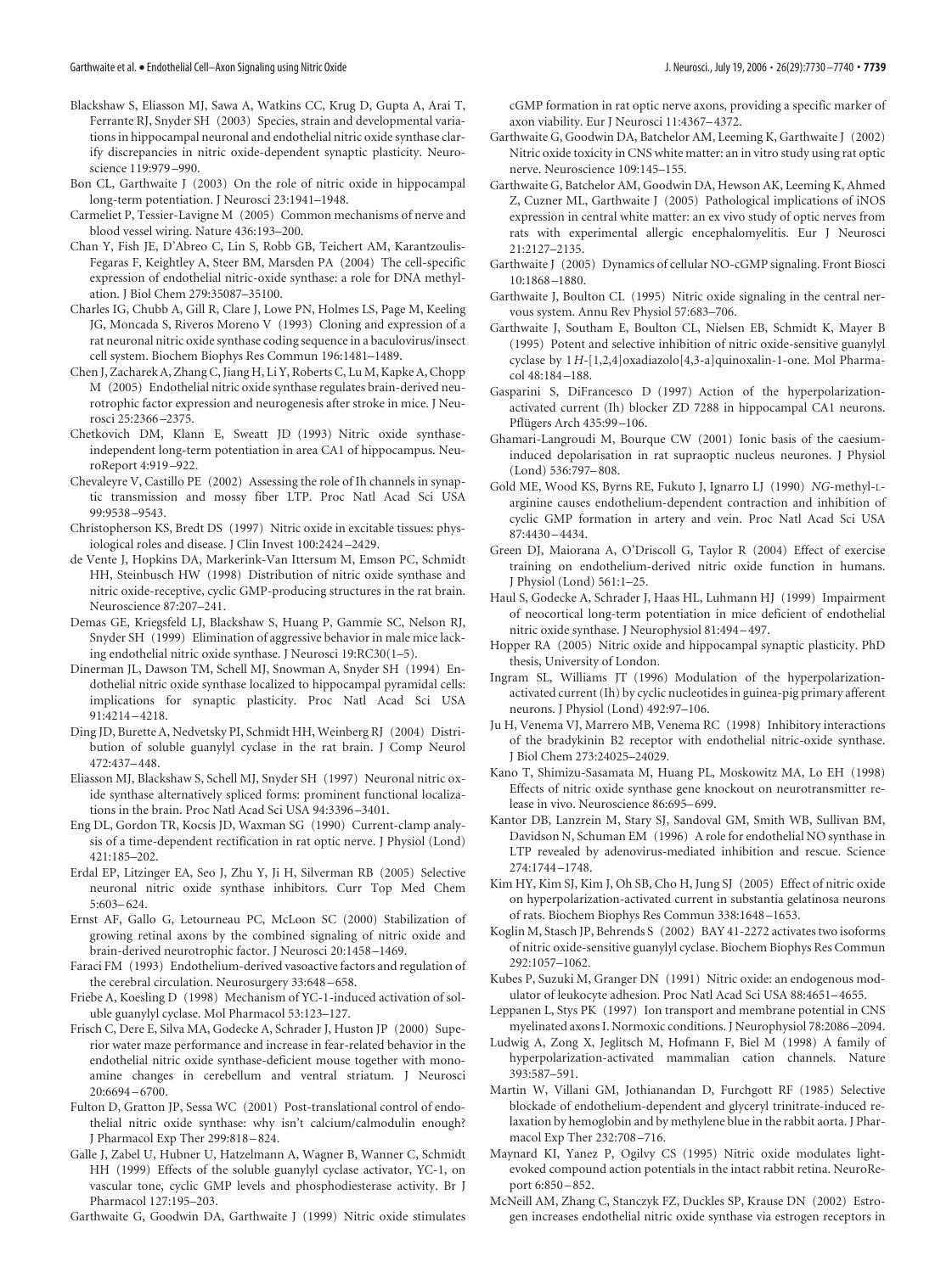Blackshaw S, Eliasson MJ, Sawa A, Watkins CC, Krug D, Gupta A, Arai T, Ferrante RJ, Snyder SH (2003) Species, strain and developmental variations in hippocampal neuronal and endothelial nitric oxide synthase clarify discrepancies in nitric oxide-dependent synaptic plasticity. Neuroscience 119:979–990.

Bon CL, Garthwaite J (2003) On the role of nitric oxide in hippocampal long-term potentiation. J Neurosci 23:1941–1948.

Carmeliet P, Tessier-Lavigne M (2005) Common mechanisms of nerve and blood vessel wiring. Nature 436:193–200.

Chan Y, Fish JE, D'Abreo C, Lin S, Robb GB, Teichert AM, Karantzoulis-Fegaras F, Keightley A, Steer BM, Marsden PA (2004) The cell-specific expression of endothelial nitric-oxide synthase: a role for DNA methylation. J Biol Chem 279:35087–35100.

Charles IG, Chubb A, Gill R, Clare J, Lowe PN, Holmes LS, Page M, Keeling JG, Moncada S, Riveros Moreno V (1993) Cloning and expression of a rat neuronal nitric oxide synthase coding sequence in a baculovirus/insect cell system. Biochem Biophys Res Commun 196:1481–1489.

Chen J, Zacharek A, Zhang C, Jiang H, Li Y, Roberts C, Lu M, Kapke A, Chopp M (2005) Endothelial nitric oxide synthase regulates brain-derived neurotrophic factor expression and neurogenesis after stroke in mice. J Neurosci 25:2366–2375.

Chetkovich DM, Klann E, Sweatt JD (1993) Nitric oxide synthase-independent long-term potentiation in area CA1 of hippocampus. NeuroReport 4:919–922.

Chevaleyre V, Castillo PE (2002) Assessing the role of Ih channels in synaptic transmission and mossy fiber LTP. Proc Natl Acad Sci USA 99:9538–9543.

Christopherson KS, Bredt DS (1997) Nitric oxide in excitable tissues: physiological roles and disease. J Clin Invest 100:2424–2429.

de Vente J, Hopkins DA, Markerink-Van Ittersum M, Emson PC, Schmidt HH, Steinbusch HW (1998) Distribution of nitric oxide synthase and nitric oxide-receptive, cyclic GMP-producing structures in the rat brain. Neuroscience 87:207–241.

Demas GE, Kriegsfeld LJ, Blackshaw S, Huang P, Gammie SC, Nelson RJ, Snyder SH (1999) Elimination of aggressive behavior in male mice lacking endothelial nitric oxide synthase. J Neurosci 19:RC30(1–5).

Dinerman JL, Dawson TM, Schell MJ, Snowman A, Snyder SH (1994) Endothelial nitric oxide synthase localized to hippocampal pyramidal cells: implications for synaptic plasticity. Proc Natl Acad Sci USA 91:4214–4218.

Ding JD, Burette A, Nedvetsky PI, Schmidt HH, Weinberg RJ (2004) Distribution of soluble guanylyl cyclase in the rat brain. J Comp Neurol 472:437–448.

Eliasson MJ, Blackshaw S, Schell MJ, Snyder SH (1997) Neuronal nitric oxide synthase alternatively spliced forms: prominent functional localizations in the brain. Proc Natl Acad Sci USA 94:3396–3401.

Eng DL, Gordon TR, Kocsis JD, Waxman SG (1990) Current-clamp analysis of a time-dependent rectification in rat optic nerve. J Physiol (Lond) 421:185–202.

Erdal EP, Litzinger EA, Seo J, Zhu Y, Ji H, Silverman RB (2005) Selective neuronal nitric oxide synthase inhibitors. Curr Top Med Chem 5:603–624.

Ernst AF, Gallo G, Letourneau PC, McLoon SC (2000) Stabilization of growing retinal axons by the combined signaling of nitric oxide and brain-derived neurotrophic factor. J Neurosci 20:1458–1469.

Faraci FM (1993) Endothelium-derived vasoactive factors and regulation of the cerebral circulation. Neurosurgery 33:648–658.

Friebe A, Koesling D (1998) Mechanism of YC-1-induced activation of soluble guanylyl cyclase. Mol Pharmacol 53:123–127.

Frisch C, Dere E, Silva MA, Godecke A, Schrader J, Huston JP (2000) Superior water maze performance and increase in fear-related behavior in the endothelial nitric oxide synthase-deficient mouse together with monoamine changes in cerebellum and ventral striatum. J Neurosci 20:6694–6700.

Fulton D, Gratton JP, Sessa WC (2001) Post-translational control of endothelial nitric oxide synthase: why isn't calcium/calmodulin enough? J Pharmacol Exp Ther 299:818–824.

Galle J, Zabel U, Hubner U, Hatzelmann A, Wagner B, Wanner C, Schmidt HH (1999) Effects of the soluble guanylyl cyclase activator, YC-1, on vascular tone, cyclic GMP levels and phosphodiesterase activity. Br J Pharmacol 127:195–203.

Garthwaite G, Goodwin DA, Garthwaite J (1999) Nitric oxide stimulates cGMP formation in rat optic nerve axons, providing a specific marker of axon viability. Eur J Neurosci 11:4367–4372.

Garthwaite G, Goodwin DA, Batchelor AM, Leeming K, Garthwaite J (2002) Nitric oxide toxicity in CNS white matter: an in vitro study using rat optic nerve. Neuroscience 109:145–155.

Garthwaite G, Batchelor AM, Goodwin DA, Hewson AK, Leeming K, Ahmed Z, Cuzner ML, Garthwaite J (2005) Pathological implications of iNOS expression in central white matter: an ex vivo study of optic nerves from rats with experimental allergic encephalomyelitis. Eur J Neurosci 21:2127–2135.

Garthwaite J (2005) Dynamics of cellular NO-cGMP signaling. Front Biosci 10:1868–1880.

Garthwaite J, Boulton CL (1995) Nitric oxide signaling in the central nervous system. Annu Rev Physiol 57:683–706.

Garthwaite J, Southam E, Boulton CL, Nielsen EB, Schmidt K, Mayer B (1995) Potent and selective inhibition of nitric oxide-sensitive guanylyl cyclase by 1*H*-[1,2,4]oxadiazolo[4,3-a]quinoxalin-1-one. Mol Pharmacol 48:184–188.

Gasparini S, DiFrancesco D (1997) Action of the hyperpolarization-activated current (Ih) blocker ZD 7288 in hippocampal CA1 neurons. Pflügers Arch 435:99–106.

Ghamari-Langroudi M, Bourque CW (2001) Ionic basis of the caesium-induced depolarisation in rat supraoptic nucleus neurones. J Physiol (Lond) 536:797–808.

Gold ME, Wood KS, Byrns RE, Fukuto J, Ignarro LJ (1990) *N*G-methyl-L-arginine causes endothelium-dependent contraction and inhibition of cyclic GMP formation in artery and vein. Proc Natl Acad Sci USA 87:4430–4434.

Green DJ, Maiorana A, O'Driscoll G, Taylor R (2004) Effect of exercise training on endothelium-derived nitric oxide function in humans. J Physiol (Lond) 561:1–25.

Haul S, Godecke A, Schrader J, Haas HL, Luhmann HJ (1999) Impairment of neocortical long-term potentiation in mice deficient of endothelial nitric oxide synthase. J Neurophysiol 81:494–497.

Hopper RA (2005) Nitric oxide and hippocampal synaptic plasticity. PhD thesis, University of London.

Ingram SL, Williams JT (1996) Modulation of the hyperpolarization-activated current (Ih) by cyclic nucleotides in guinea-pig primary afferent neurons. J Physiol (Lond) 492:97–106.

Ju H, Venema VJ, Marrero MB, Venema RC (1998) Inhibitory interactions of the bradykinin B2 receptor with endothelial nitric-oxide synthase. J Biol Chem 273:24025–24029.

Kano T, Shimizu-Sasamata M, Huang PL, Moskowitz MA, Lo EH (1998) Effects of nitric oxide synthase gene knockout on neurotransmitter release in vivo. Neuroscience 86:695–699.

Kantor DB, Lanzrein M, Stary SJ, Sandoval GM, Smith WB, Sullivan BM, Davidson N, Schuman EM (1996) A role for endothelial NO synthase in LTP revealed by adenovirus-mediated inhibition and rescue. Science 274:1744–1748.

Kim HY, Kim SJ, Kim J, Oh SB, Cho H, Jung SJ (2005) Effect of nitric oxide on hyperpolarization-activated current in substantia gelatinosa neurons of rats. Biochem Biophys Res Commun 338:1648–1653.

Koglin M, Stasch JP, Behrends S (2002) BAY 41-2272 activates two isoforms of nitric oxide-sensitive guanylyl cyclase. Biochem Biophys Res Commun 292:1057–1062.

Kubes P, Suzuki M, Granger DN (1991) Nitric oxide: an endogenous modulator of leukocyte adhesion. Proc Natl Acad Sci USA 88:4651–4655.

Leppanen L, Stys PK (1997) Ion transport and membrane potential in CNS myelinated axons I. Normoxic conditions. J Neurophysiol 78:2086–2094.

Ludwig A, Zong X, Jeglitsch M, Hofmann F, Biel M (1998) A family of hyperpolarization-activated mammalian cation channels. Nature 393:587–591.

Martin W, Villani GM, Jothianandan D, Furchgott RF (1985) Selective blockade of endothelium-dependent and glyceryl trinitrate-induced relaxation by hemoglobin and by methylene blue in the rabbit aorta. J Pharmacol Exp Ther 232:708–716.

Maynard KI, Yanez P, Ogilvy CS (1995) Nitric oxide modulates light-evoked compound action potentials in the intact rabbit retina. NeuroReport 6:850–852.

McNeill AM, Zhang C, Stanczyk FZ, Duckles SP, Krause DN (2002) Estrogen increases endothelial nitric oxide synthase via estrogen receptors in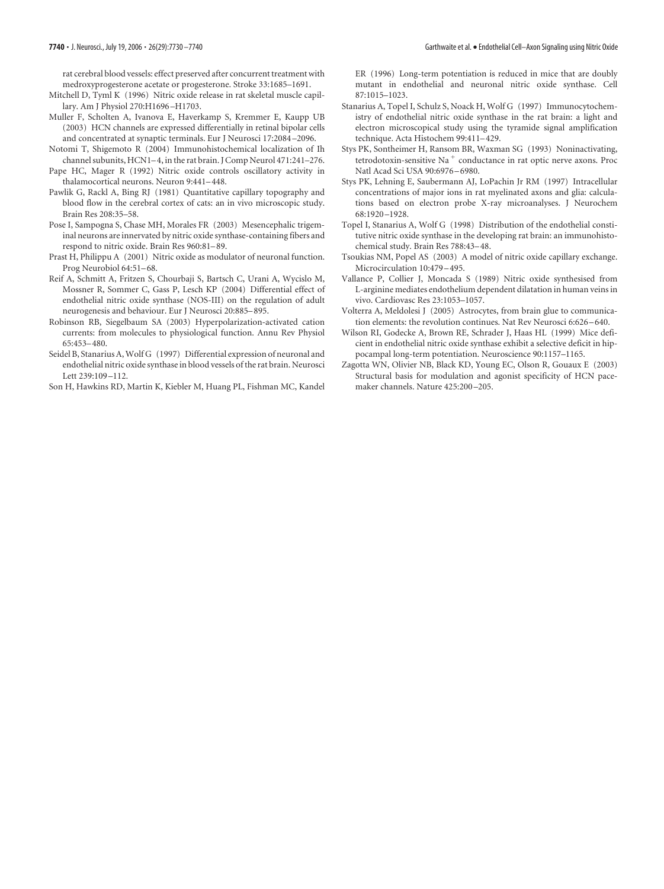rat cerebral blood vessels: effect preserved after concurrent treatment with medroxyprogesterone acetate or progesterone. Stroke 33:1685–1691.

Mitchell D, Tyml K (1996) Nitric oxide release in rat skeletal muscle capillary. Am J Physiol 270:H1696–H1703.

Muller F, Scholten A, Ivanova E, Haverkamp S, Kremmer E, Kaupp UB (2003) HCN channels are expressed differentially in retinal bipolar cells and concentrated at synaptic terminals. Eur J Neurosci 17:2084–2096.

Notomi T, Shigemoto R (2004) Immunohistochemical localization of Ih channel subunits, HCN1–4, in the rat brain. J Comp Neurol 471:241–276.

Pape HC, Mager R (1992) Nitric oxide controls oscillatory activity in thalamocortical neurons. Neuron 9:441–448.

Pawlik G, Rackl A, Bing RJ (1981) Quantitative capillary topography and blood flow in the cerebral cortex of cats: an in vivo microscopic study. Brain Res 208:35–58.

Pose I, Sampogna S, Chase MH, Morales FR (2003) Mesencephalic trigeminal neurons are innervated by nitric oxide synthase-containing fibers and respond to nitric oxide. Brain Res 960:81–89.

Prast H, Philippu A (2001) Nitric oxide as modulator of neuronal function. Prog Neurobiol 64:51–68.

Reif A, Schmitt A, Fritzen S, Chourbaji S, Bartsch C, Urani A, Wycislo M, Mossner R, Sommer C, Gass P, Lesch KP (2004) Differential effect of endothelial nitric oxide synthase (NOS-III) on the regulation of adult neurogenesis and behaviour. Eur J Neurosci 20:885–895.

Robinson RB, Siegelbaum SA (2003) Hyperpolarization-activated cation currents: from molecules to physiological function. Annu Rev Physiol 65:453–480.

Seidel B, Stanarius A, Wolf G (1997) Differential expression of neuronal and endothelial nitric oxide synthase in blood vessels of the rat brain. Neurosci Lett 239:109–112.

Son H, Hawkins RD, Martin K, Kiebler M, Huang PL, Fishman MC, Kandel ER (1996) Long-term potentiation is reduced in mice that are doubly mutant in endothelial and neuronal nitric oxide synthase. Cell 87:1015–1023.

Stanarius A, Topel I, Schulz S, Noack H, Wolf G (1997) Immunocytochemistry of endothelial nitric oxide synthase in the rat brain: a light and electron microscopical study using the tyramide signal amplification technique. Acta Histochem 99:411–429.

Stys PK, Sontheimer H, Ransom BR, Waxman SG (1993) Noninactivating, tetrodotoxin-sensitive $Na^+$ conductance in rat optic nerve axons. Proc Natl Acad Sci USA 90:6976–6980.

Stys PK, Lehning E, Saubermann AJ, LoPachin Jr RM (1997) Intracellular concentrations of major ions in rat myelinated axons and glia: calculations based on electron probe X-ray microanalyses. J Neurochem 68:1920–1928.

Topel I, Stanarius A, Wolf G (1998) Distribution of the endothelial constitutive nitric oxide synthase in the developing rat brain: an immunohistochemical study. Brain Res 788:43–48.

Tsoukias NM, Popel AS (2003) A model of nitric oxide capillary exchange. Microcirculation 10:479–495.

Vallance P, Collier J, Moncada S (1989) Nitric oxide synthesised from L-arginine mediates endothelium dependent dilatation in human veins in vivo. Cardiovasc Res 23:1053–1057.

Volterra A, Meldolesi J (2005) Astrocytes, from brain glue to communication elements: the revolution continues. Nat Rev Neurosci 6:626–640.

Wilson RI, Godecke A, Brown RE, Schrader J, Haas HL (1999) Mice deficient in endothelial nitric oxide synthase exhibit a selective deficit in hippocampal long-term potentiation. Neuroscience 90:1157–1165.

Zagotta WN, Olivier NB, Black KD, Young EC, Olson R, Gouaux E (2003) Structural basis for modulation and agonist specificity of HCN pacemaker channels. Nature 425:200–205.